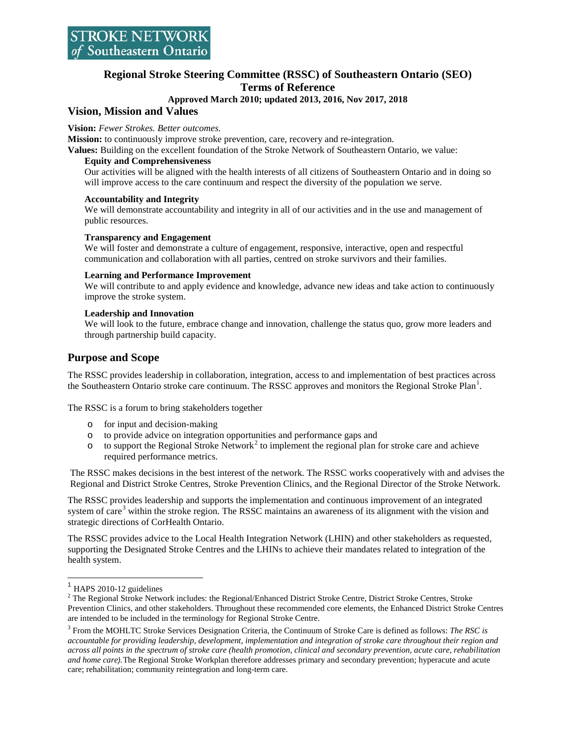STROKE NETWORK
*of* Southeastern Ontario

# Regional Stroke Steering Committee (RSSC) of Southeastern Ontario (SEO) Terms of Reference

**Approved March 2010; updated 2013, 2016, Nov 2017, 2018**

## Vision, Mission and Values

**Vision:** *Fewer Strokes. Better outcomes.*

**Mission:** to continuously improve stroke prevention, care, recovery and re-integration.

**Values:** Building on the excellent foundation of the Stroke Network of Southeastern Ontario, we value:

**Equity and Comprehensiveness**

Our activities will be aligned with the health interests of all citizens of Southeastern Ontario and in doing so will improve access to the care continuum and respect the diversity of the population we serve.

**Accountability and Integrity**

We will demonstrate accountability and integrity in all of our activities and in the use and management of public resources.

**Transparency and Engagement**

We will foster and demonstrate a culture of engagement, responsive, interactive, open and respectful communication and collaboration with all parties, centred on stroke survivors and their families.

**Learning and Performance Improvement**

We will contribute to and apply evidence and knowledge, advance new ideas and take action to continuously improve the stroke system.

**Leadership and Innovation**

We will look to the future, embrace change and innovation, challenge the status quo, grow more leaders and through partnership build capacity.

## Purpose and Scope

The RSSC provides leadership in collaboration, integration, access to and implementation of best practices across the Southeastern Ontario stroke care continuum. The RSSC approves and monitors the Regional Stroke Plan[1].

The RSSC is a forum to bring stakeholders together

- for input and decision-making
- to provide advice on integration opportunities and performance gaps and
- to support the Regional Stroke Network[2] to implement the regional plan for stroke care and achieve required performance metrics.

The RSSC makes decisions in the best interest of the network. The RSSC works cooperatively with and advises the Regional and District Stroke Centres, Stroke Prevention Clinics, and the Regional Director of the Stroke Network.

The RSSC provides leadership and supports the implementation and continuous improvement of an integrated system of care[3] within the stroke region. The RSSC maintains an awareness of its alignment with the vision and strategic directions of CorHealth Ontario.

The RSSC provides advice to the Local Health Integration Network (LHIN) and other stakeholders as requested, supporting the Designated Stroke Centres and the LHINs to achieve their mandates related to integration of the health system.

---

[1] HAPS 2010-12 guidelines

[2] The Regional Stroke Network includes: the Regional/Enhanced District Stroke Centre, District Stroke Centres, Stroke Prevention Clinics, and other stakeholders. Throughout these recommended core elements, the Enhanced District Stroke Centres are intended to be included in the terminology for Regional Stroke Centre.

[3] From the MOHLTC Stroke Services Designation Criteria, the Continuum of Stroke Care is defined as follows: *The RSC is accountable for providing leadership, development, implementation and integration of stroke care throughout their region and across all points in the spectrum of stroke care (health promotion, clinical and secondary prevention, acute care, rehabilitation and home care).* The Regional Stroke Workplan therefore addresses primary and secondary prevention; hyperacute and acute care; rehabilitation; community reintegration and long-term care.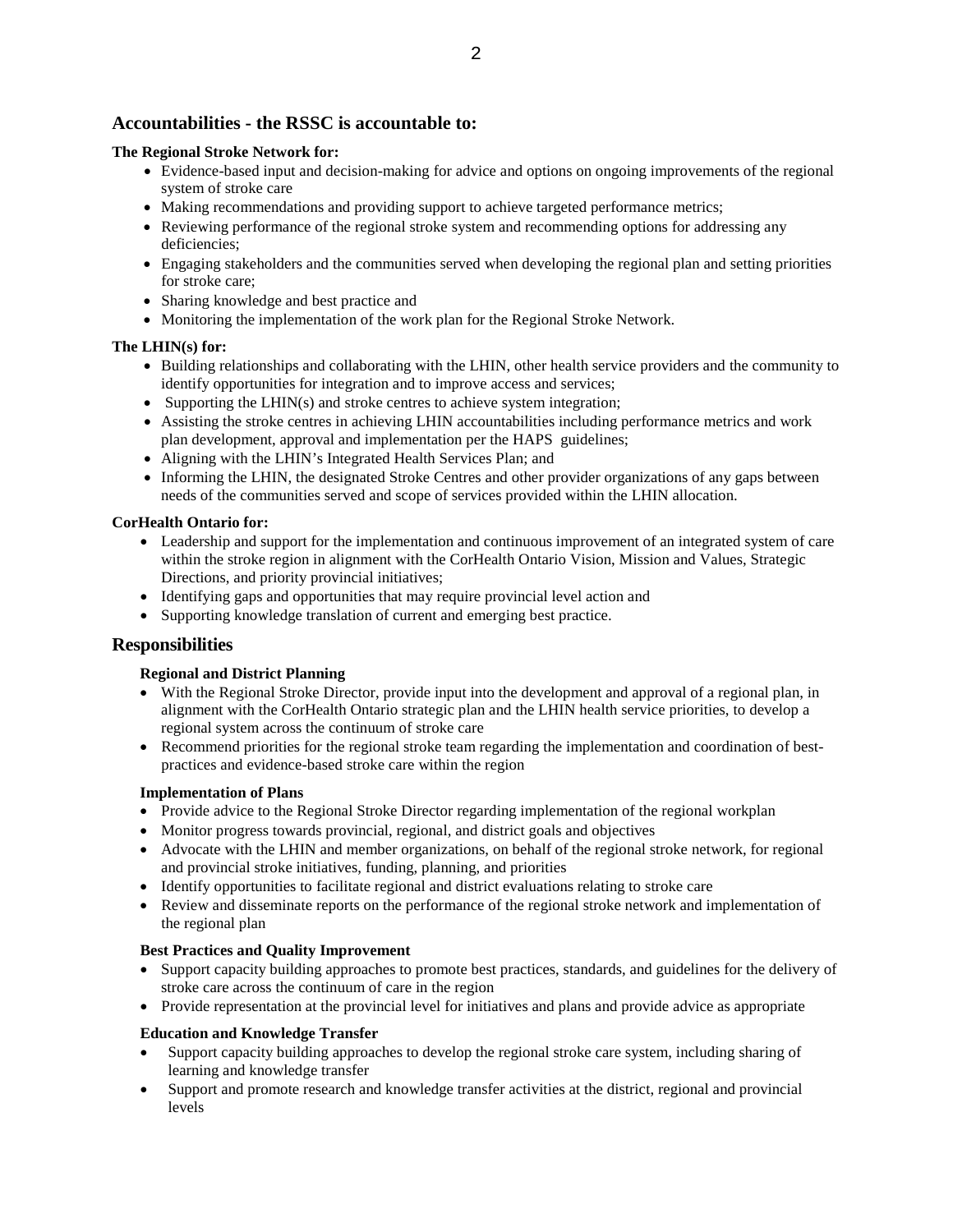## Accountabilities - the RSSC is accountable to:

**The Regional Stroke Network for:**

- Evidence-based input and decision-making for advice and options on ongoing improvements of the regional system of stroke care
- Making recommendations and providing support to achieve targeted performance metrics;
- Reviewing performance of the regional stroke system and recommending options for addressing any deficiencies;
- Engaging stakeholders and the communities served when developing the regional plan and setting priorities for stroke care;
- Sharing knowledge and best practice and
- Monitoring the implementation of the work plan for the Regional Stroke Network.

**The LHIN(s) for:**

- Building relationships and collaborating with the LHIN, other health service providers and the community to identify opportunities for integration and to improve access and services;
- Supporting the LHIN(s) and stroke centres to achieve system integration;
- Assisting the stroke centres in achieving LHIN accountabilities including performance metrics and work plan development, approval and implementation per the HAPS guidelines;
- Aligning with the LHIN's Integrated Health Services Plan; and
- Informing the LHIN, the designated Stroke Centres and other provider organizations of any gaps between needs of the communities served and scope of services provided within the LHIN allocation.

**CorHealth Ontario for:**

- Leadership and support for the implementation and continuous improvement of an integrated system of care within the stroke region in alignment with the CorHealth Ontario Vision, Mission and Values, Strategic Directions, and priority provincial initiatives;
- Identifying gaps and opportunities that may require provincial level action and
- Supporting knowledge translation of current and emerging best practice.

## Responsibilities

**Regional and District Planning**

- With the Regional Stroke Director, provide input into the development and approval of a regional plan, in alignment with the CorHealth Ontario strategic plan and the LHIN health service priorities, to develop a regional system across the continuum of stroke care
- Recommend priorities for the regional stroke team regarding the implementation and coordination of best-practices and evidence-based stroke care within the region

**Implementation of Plans**

- Provide advice to the Regional Stroke Director regarding implementation of the regional workplan
- Monitor progress towards provincial, regional, and district goals and objectives
- Advocate with the LHIN and member organizations, on behalf of the regional stroke network, for regional and provincial stroke initiatives, funding, planning, and priorities
- Identify opportunities to facilitate regional and district evaluations relating to stroke care
- Review and disseminate reports on the performance of the regional stroke network and implementation of the regional plan

**Best Practices and Quality Improvement**

- Support capacity building approaches to promote best practices, standards, and guidelines for the delivery of stroke care across the continuum of care in the region
- Provide representation at the provincial level for initiatives and plans and provide advice as appropriate

**Education and Knowledge Transfer**

- Support capacity building approaches to develop the regional stroke care system, including sharing of learning and knowledge transfer
- Support and promote research and knowledge transfer activities at the district, regional and provincial levels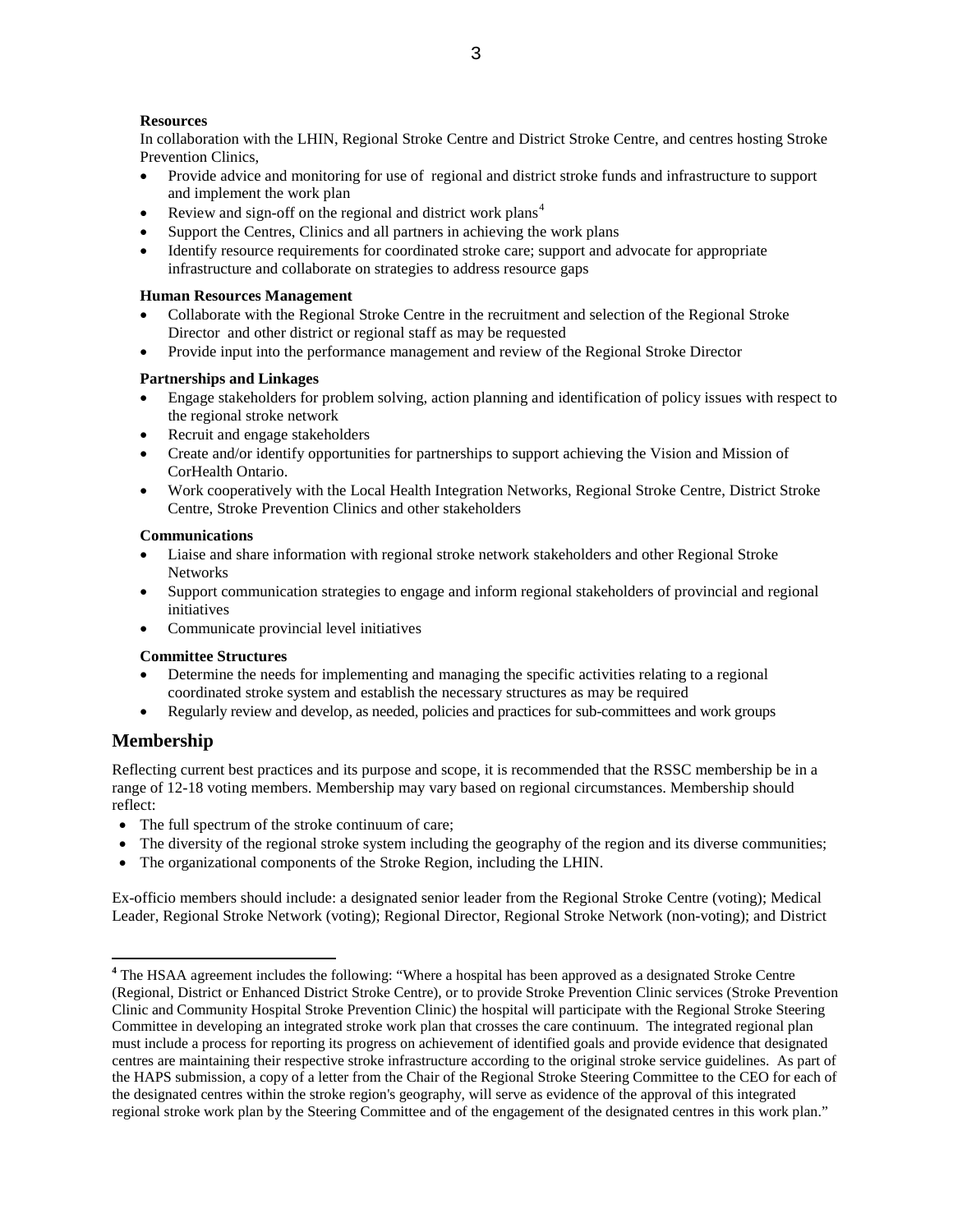**Resources**

In collaboration with the LHIN, Regional Stroke Centre and District Stroke Centre, and centres hosting Stroke Prevention Clinics,

- Provide advice and monitoring for use of regional and district stroke funds and infrastructure to support and implement the work plan
- Review and sign-off on the regional and district work plans[4]
- Support the Centres, Clinics and all partners in achieving the work plans
- Identify resource requirements for coordinated stroke care; support and advocate for appropriate infrastructure and collaborate on strategies to address resource gaps

**Human Resources Management**

- Collaborate with the Regional Stroke Centre in the recruitment and selection of the Regional Stroke Director and other district or regional staff as may be requested
- Provide input into the performance management and review of the Regional Stroke Director

**Partnerships and Linkages**

- Engage stakeholders for problem solving, action planning and identification of policy issues with respect to the regional stroke network
- Recruit and engage stakeholders
- Create and/or identify opportunities for partnerships to support achieving the Vision and Mission of CorHealth Ontario.
- Work cooperatively with the Local Health Integration Networks, Regional Stroke Centre, District Stroke Centre, Stroke Prevention Clinics and other stakeholders

**Communications**

- Liaise and share information with regional stroke network stakeholders and other Regional Stroke Networks
- Support communication strategies to engage and inform regional stakeholders of provincial and regional initiatives
- Communicate provincial level initiatives

**Committee Structures**

- Determine the needs for implementing and managing the specific activities relating to a regional coordinated stroke system and establish the necessary structures as may be required
- Regularly review and develop, as needed, policies and practices for sub-committees and work groups

## Membership

Reflecting current best practices and its purpose and scope, it is recommended that the RSSC membership be in a range of 12-18 voting members. Membership may vary based on regional circumstances. Membership should reflect:

- The full spectrum of the stroke continuum of care;
- The diversity of the regional stroke system including the geography of the region and its diverse communities;
- The organizational components of the Stroke Region, including the LHIN.

Ex-officio members should include: a designated senior leader from the Regional Stroke Centre (voting); Medical Leader, Regional Stroke Network (voting); Regional Director, Regional Stroke Network (non-voting); and District

---

[4] The HSAA agreement includes the following: "Where a hospital has been approved as a designated Stroke Centre (Regional, District or Enhanced District Stroke Centre), or to provide Stroke Prevention Clinic services (Stroke Prevention Clinic and Community Hospital Stroke Prevention Clinic) the hospital will participate with the Regional Stroke Steering Committee in developing an integrated stroke work plan that crosses the care continuum. The integrated regional plan must include a process for reporting its progress on achievement of identified goals and provide evidence that designated centres are maintaining their respective stroke infrastructure according to the original stroke service guidelines. As part of the HAPS submission, a copy of a letter from the Chair of the Regional Stroke Steering Committee to the CEO for each of the designated centres within the stroke region's geography, will serve as evidence of the approval of this integrated regional stroke work plan by the Steering Committee and of the engagement of the designated centres in this work plan."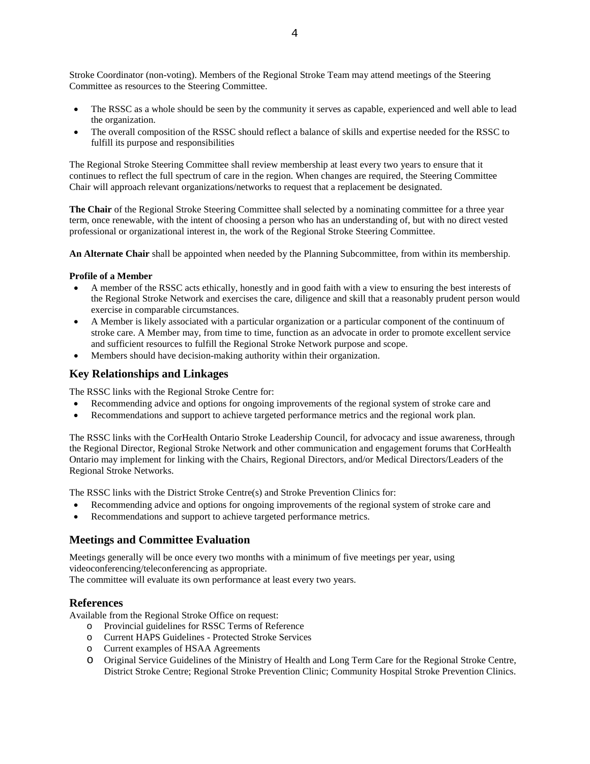Stroke Coordinator (non-voting). Members of the Regional Stroke Team may attend meetings of the Steering Committee as resources to the Steering Committee.

- The RSSC as a whole should be seen by the community it serves as capable, experienced and well able to lead the organization.
- The overall composition of the RSSC should reflect a balance of skills and expertise needed for the RSSC to fulfill its purpose and responsibilities

The Regional Stroke Steering Committee shall review membership at least every two years to ensure that it continues to reflect the full spectrum of care in the region. When changes are required, the Steering Committee Chair will approach relevant organizations/networks to request that a replacement be designated.

**The Chair** of the Regional Stroke Steering Committee shall selected by a nominating committee for a three year term, once renewable, with the intent of choosing a person who has an understanding of, but with no direct vested professional or organizational interest in, the work of the Regional Stroke Steering Committee.

**An Alternate Chair** shall be appointed when needed by the Planning Subcommittee, from within its membership.

**Profile of a Member**

- A member of the RSSC acts ethically, honestly and in good faith with a view to ensuring the best interests of the Regional Stroke Network and exercises the care, diligence and skill that a reasonably prudent person would exercise in comparable circumstances.
- A Member is likely associated with a particular organization or a particular component of the continuum of stroke care. A Member may, from time to time, function as an advocate in order to promote excellent service and sufficient resources to fulfill the Regional Stroke Network purpose and scope.
- Members should have decision-making authority within their organization.

## Key Relationships and Linkages

The RSSC links with the Regional Stroke Centre for:

- Recommending advice and options for ongoing improvements of the regional system of stroke care and
- Recommendations and support to achieve targeted performance metrics and the regional work plan.

The RSSC links with the CorHealth Ontario Stroke Leadership Council, for advocacy and issue awareness, through the Regional Director, Regional Stroke Network and other communication and engagement forums that CorHealth Ontario may implement for linking with the Chairs, Regional Directors, and/or Medical Directors/Leaders of the Regional Stroke Networks.

The RSSC links with the District Stroke Centre(s) and Stroke Prevention Clinics for:

- Recommending advice and options for ongoing improvements of the regional system of stroke care and
- Recommendations and support to achieve targeted performance metrics.

## Meetings and Committee Evaluation

Meetings generally will be once every two months with a minimum of five meetings per year, using videoconferencing/teleconferencing as appropriate.
The committee will evaluate its own performance at least every two years.

## References

Available from the Regional Stroke Office on request:

- Provincial guidelines for RSSC Terms of Reference
- Current HAPS Guidelines - Protected Stroke Services
- Current examples of HSAA Agreements
- Original Service Guidelines of the Ministry of Health and Long Term Care for the Regional Stroke Centre, District Stroke Centre; Regional Stroke Prevention Clinic; Community Hospital Stroke Prevention Clinics.